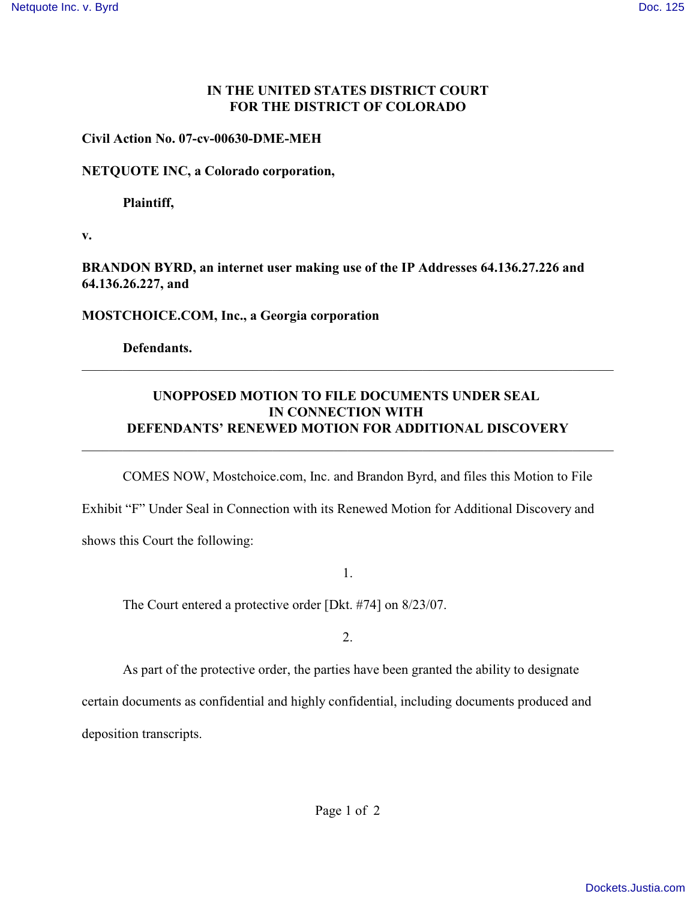**IN THE UNITED STATES DISTRICT COURT**
**FOR THE DISTRICT OF COLORADO**

**Civil Action No. 07-cv-00630-DME-MEH**

**NETQUOTE INC, a Colorado corporation,**

**Plaintiff,**

**v.**

**BRANDON BYRD, an internet user making use of the IP Addresses 64.136.27.226 and 64.136.26.227, and**

**MOSTCHOICE.COM, Inc., a Georgia corporation**

**Defendants.**

---

**UNOPPOSED MOTION TO FILE DOCUMENTS UNDER SEAL IN CONNECTION WITH DEFENDANTS' RENEWED MOTION FOR ADDITIONAL DISCOVERY**

---

COMES NOW, Mostchoice.com, Inc. and Brandon Byrd, and files this Motion to File Exhibit "F" Under Seal in Connection with its Renewed Motion for Additional Discovery and shows this Court the following:

1.

The Court entered a protective order [Dkt. #74] on 8/23/07.

2.

As part of the protective order, the parties have been granted the ability to designate certain documents as confidential and highly confidential, including documents produced and deposition transcripts.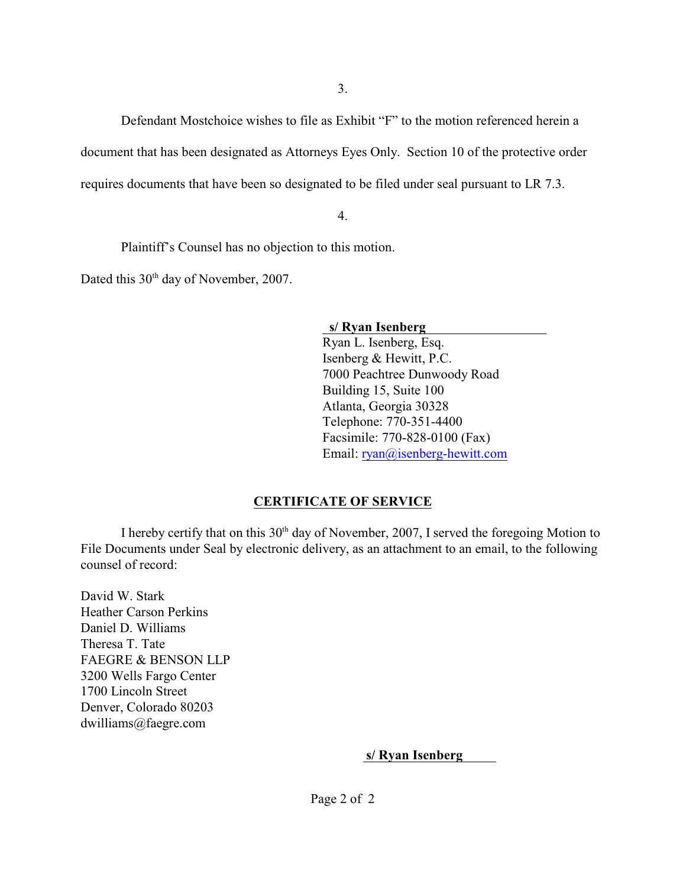3.

Defendant Mostchoice wishes to file as Exhibit "F" to the motion referenced herein a document that has been designated as Attorneys Eyes Only. Section 10 of the protective order requires documents that have been so designated to be filed under seal pursuant to LR 7.3.

4.

Plaintiff's Counsel has no objection to this motion.

Dated this 30th day of November, 2007.

**s/ Ryan Isenberg**
Ryan L. Isenberg, Esq.
Isenberg & Hewitt, P.C.
7000 Peachtree Dunwoody Road
Building 15, Suite 100
Atlanta, Georgia 30328
Telephone: 770-351-4400
Facsimile: 770-828-0100 (Fax)
Email: ryan@isenberg-hewitt.com

## CERTIFICATE OF SERVICE

I hereby certify that on this 30th day of November, 2007, I served the foregoing Motion to File Documents under Seal by electronic delivery, as an attachment to an email, to the following counsel of record:

David W. Stark
Heather Carson Perkins
Daniel D. Williams
Theresa T. Tate
FAEGRE & BENSON LLP
3200 Wells Fargo Center
1700 Lincoln Street
Denver, Colorado 80203
dwilliams@faegre.com

**s/ Ryan Isenberg**